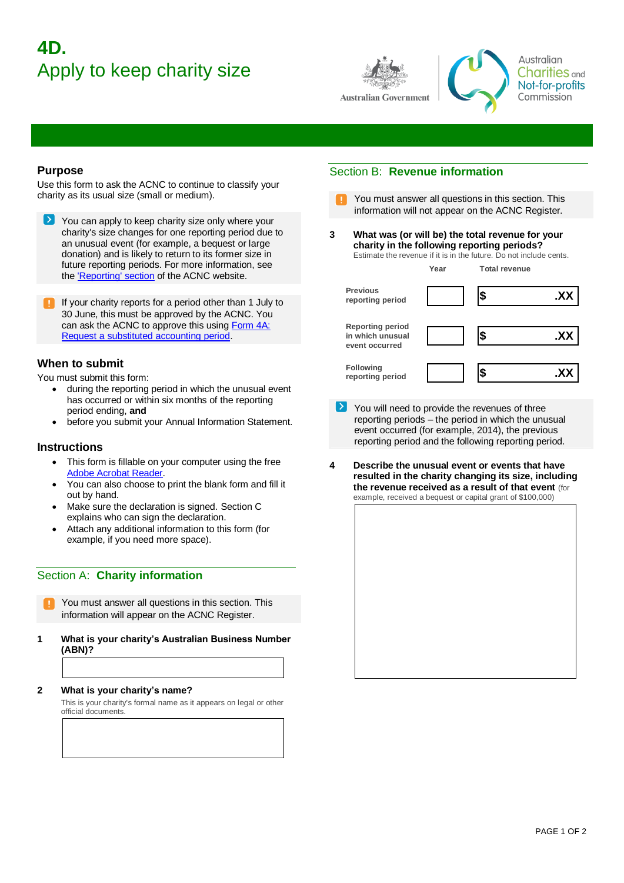# 4D.
# Apply to keep charity size

Australian Government

Australian Charities and Not-for-profits Commission

## Purpose

Use this form to ask the ACNC to continue to classify your charity as its usual size (small or medium).

You can apply to keep charity size only where your charity's size changes for one reporting period due to an unusual event (for example, a bequest or large donation) and is likely to return to its former size in future reporting periods. For more information, see the 'Reporting' section of the ACNC website.

If your charity reports for a period other than 1 July to 30 June, this must be approved by the ACNC. You can ask the ACNC to approve this using Form 4A: Request a substituted accounting period.

## When to submit

You must submit this form:

- during the reporting period in which the unusual event has occurred or within six months of the reporting period ending, **and**
- before you submit your Annual Information Statement.

## Instructions

- This form is fillable on your computer using the free Adobe Acrobat Reader.
- You can also choose to print the blank form and fill it out by hand.
- Make sure the declaration is signed. Section C explains who can sign the declaration.
- Attach any additional information to this form (for example, if you need more space).

## Section A: **Charity information**

You must answer all questions in this section. This information will appear on the ACNC Register.

**1 What is your charity's Australian Business Number (ABN)?**

**2 What is your charity's name?**

This is your charity's formal name as it appears on legal or other official documents.

## Section B: **Revenue information**

You must answer all questions in this section. This information will not appear on the ACNC Register.

**3 What was (or will be) the total revenue for your charity in the following reporting periods?**

Estimate the revenue if it is in the future. Do not include cents.

| | Year | Total revenue |
|---|---|---|
| Previous reporting period | | $ .XX |
| Reporting period in which unusual event occurred | | $ .XX |
| Following reporting period | | $ .XX |

You will need to provide the revenues of three reporting periods – the period in which the unusual event occurred (for example, 2014), the previous reporting period and the following reporting period.

**4 Describe the unusual event or events that have resulted in the charity changing its size, including the revenue received as a result of that event** (for example, received a bequest or capital grant of $100,000)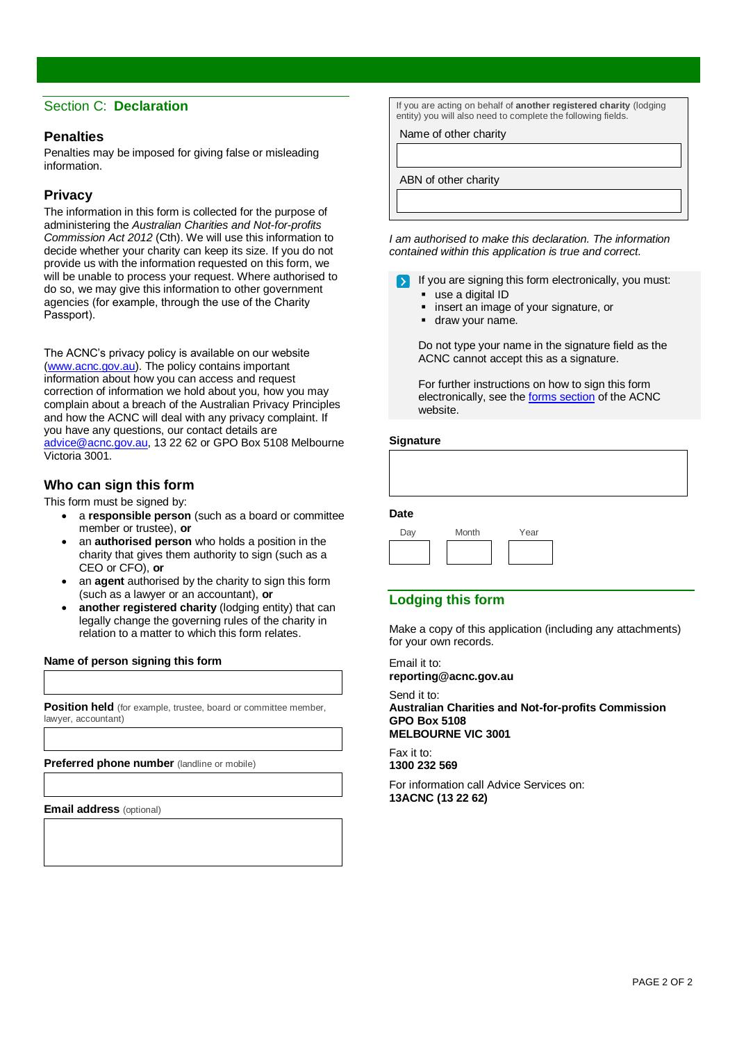## Section C: **Declaration**

### Penalties

Penalties may be imposed for giving false or misleading information.

### Privacy

The information in this form is collected for the purpose of administering the *Australian Charities and Not-for-profits Commission Act 2012* (Cth). We will use this information to decide whether your charity can keep its size. If you do not provide us with the information requested on this form, we will be unable to process your request. Where authorised to do so, we may give this information to other government agencies (for example, through the use of the Charity Passport).

The ACNC's privacy policy is available on our website (www.acnc.gov.au). The policy contains important information about how you can access and request correction of information we hold about you, how you may complain about a breach of the Australian Privacy Principles and how the ACNC will deal with any privacy complaint. If you have any questions, our contact details are advice@acnc.gov.au, 13 22 62 or GPO Box 5108 Melbourne Victoria 3001.

### Who can sign this form

This form must be signed by:

- a **responsible person** (such as a board or committee member or trustee), **or**
- an **authorised person** who holds a position in the charity that gives them authority to sign (such as a CEO or CFO), **or**
- an **agent** authorised by the charity to sign this form (such as a lawyer or an accountant), **or**
- **another registered charity** (lodging entity) that can legally change the governing rules of the charity in relation to a matter to which this form relates.

**Name of person signing this form**

**Position held** (for example, trustee, board or committee member, lawyer, accountant)

**Preferred phone number** (landline or mobile)

**Email address** (optional)

If you are acting on behalf of **another registered charity** (lodging entity) you will also need to complete the following fields.

Name of other charity

ABN of other charity

*I am authorised to make this declaration. The information contained within this application is true and correct.*

If you are signing this form electronically, you must:

- use a digital ID
- insert an image of your signature, or
- draw your name.

Do not type your name in the signature field as the ACNC cannot accept this as a signature.

For further instructions on how to sign this form electronically, see the forms section of the ACNC website.

**Signature**

**Date**

Day Month Year

## Lodging this form

Make a copy of this application (including any attachments) for your own records.

Email it to:
**reporting@acnc.gov.au**

Send it to:
**Australian Charities and Not-for-profits Commission**
**GPO Box 5108**
**MELBOURNE VIC 3001**

Fax it to:
**1300 232 569**

For information call Advice Services on:
**13ACNC (13 22 62)**